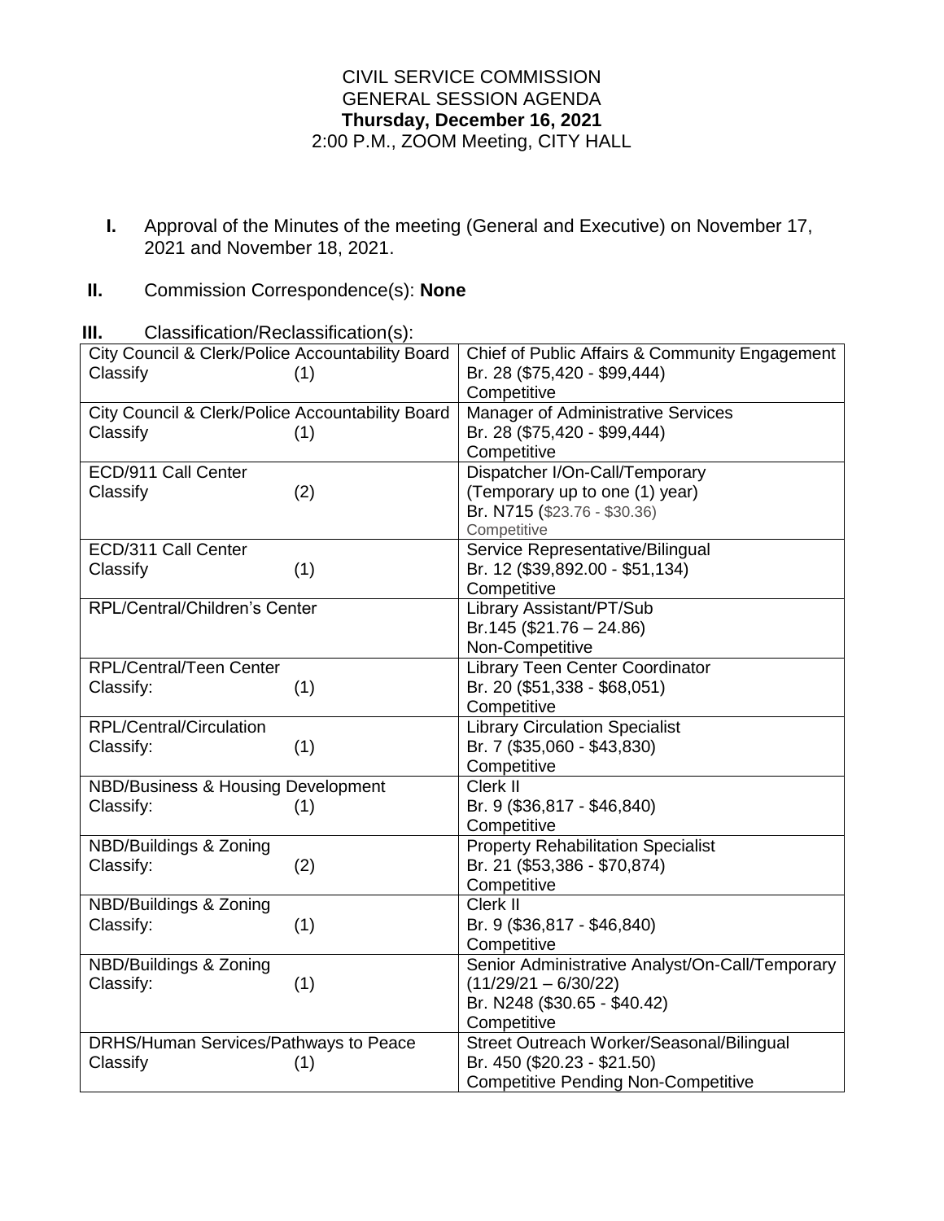CIVIL SERVICE COMMISSION
GENERAL SESSION AGENDA
**Thursday, December 16, 2021**
2:00 P.M., ZOOM Meeting, CITY HALL

**I.** Approval of the Minutes of the meeting (General and Executive) on November 17, 2021 and November 18, 2021.

**II.** Commission Correspondence(s): **None**

**III.** Classification/Reclassification(s):

| Department / Action | Position |
|---|---|
| City Council & Clerk/Police Accountability Board<br>Classify (1) | Chief of Public Affairs & Community Engagement<br>Br. 28 ($75,420 - $99,444)<br>Competitive |
| City Council & Clerk/Police Accountability Board<br>Classify (1) | Manager of Administrative Services<br>Br. 28 ($75,420 - $99,444)<br>Competitive |
| ECD/911 Call Center<br>Classify (2) | Dispatcher I/On-Call/Temporary<br>(Temporary up to one (1) year)<br>Br. N715 ($23.76 - $30.36)<br>Competitive |
| ECD/311 Call Center<br>Classify (1) | Service Representative/Bilingual<br>Br. 12 ($39,892.00 - $51,134)<br>Competitive |
| RPL/Central/Children's Center | Library Assistant/PT/Sub<br>Br.145 ($21.76 – 24.86)<br>Non-Competitive |
| RPL/Central/Teen Center<br>Classify: (1) | Library Teen Center Coordinator<br>Br. 20 ($51,338 - $68,051)<br>Competitive |
| RPL/Central/Circulation<br>Classify: (1) | Library Circulation Specialist<br>Br. 7 ($35,060 - $43,830)<br>Competitive |
| NBD/Business & Housing Development<br>Classify: (1) | Clerk II<br>Br. 9 ($36,817 - $46,840)<br>Competitive |
| NBD/Buildings & Zoning<br>Classify: (2) | Property Rehabilitation Specialist<br>Br. 21 ($53,386 - $70,874)<br>Competitive |
| NBD/Buildings & Zoning<br>Classify: (1) | Clerk II<br>Br. 9 ($36,817 - $46,840)<br>Competitive |
| NBD/Buildings & Zoning<br>Classify: (1) | Senior Administrative Analyst/On-Call/Temporary<br>(11/29/21 – 6/30/22)<br>Br. N248 ($30.65 - $40.42)<br>Competitive |
| DRHS/Human Services/Pathways to Peace<br>Classify (1) | Street Outreach Worker/Seasonal/Bilingual<br>Br. 450 ($20.23 - $21.50)<br>Competitive Pending Non-Competitive |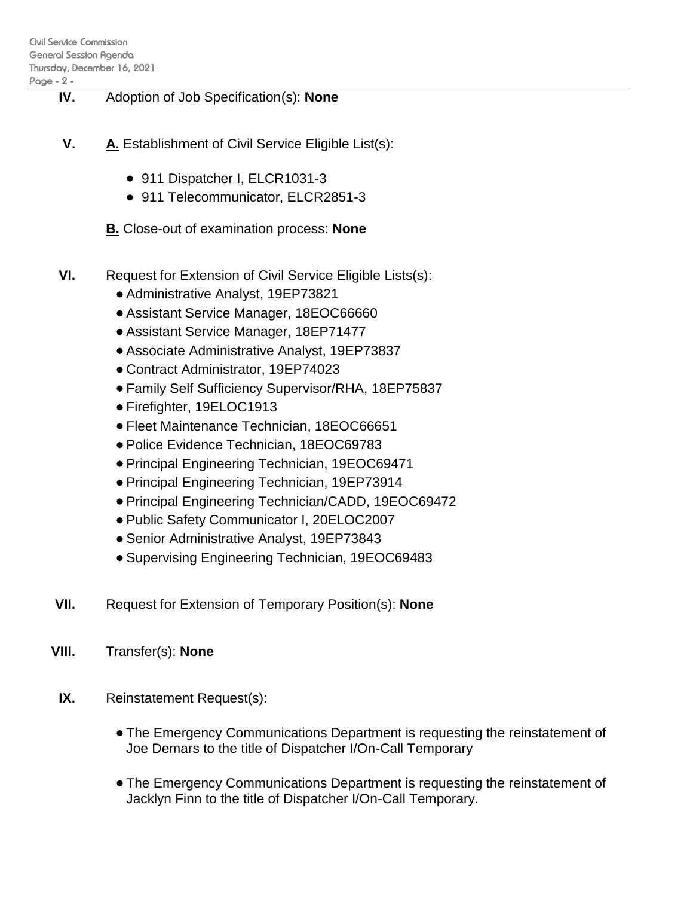**IV.** Adoption of Job Specification(s): **None**

**V.** **A.** Establishment of Civil Service Eligible List(s):

- 911 Dispatcher I, ELCR1031-3
- 911 Telecommunicator, ELCR2851-3

**B.** Close-out of examination process: **None**

**VI.** Request for Extension of Civil Service Eligible Lists(s):

- Administrative Analyst, 19EP73821
- Assistant Service Manager, 18EOC66660
- Assistant Service Manager, 18EP71477
- Associate Administrative Analyst, 19EP73837
- Contract Administrator, 19EP74023
- Family Self Sufficiency Supervisor/RHA, 18EP75837
- Firefighter, 19ELOC1913
- Fleet Maintenance Technician, 18EOC66651
- Police Evidence Technician, 18EOC69783
- Principal Engineering Technician, 19EOC69471
- Principal Engineering Technician, 19EP73914
- Principal Engineering Technician/CADD, 19EOC69472
- Public Safety Communicator I, 20ELOC2007
- Senior Administrative Analyst, 19EP73843
- Supervising Engineering Technician, 19EOC69483

**VII.** Request for Extension of Temporary Position(s): **None**

**VIII.** Transfer(s): **None**

**IX.** Reinstatement Request(s):

- The Emergency Communications Department is requesting the reinstatement of Joe Demars to the title of Dispatcher I/On-Call Temporary

- The Emergency Communications Department is requesting the reinstatement of Jacklyn Finn to the title of Dispatcher I/On-Call Temporary.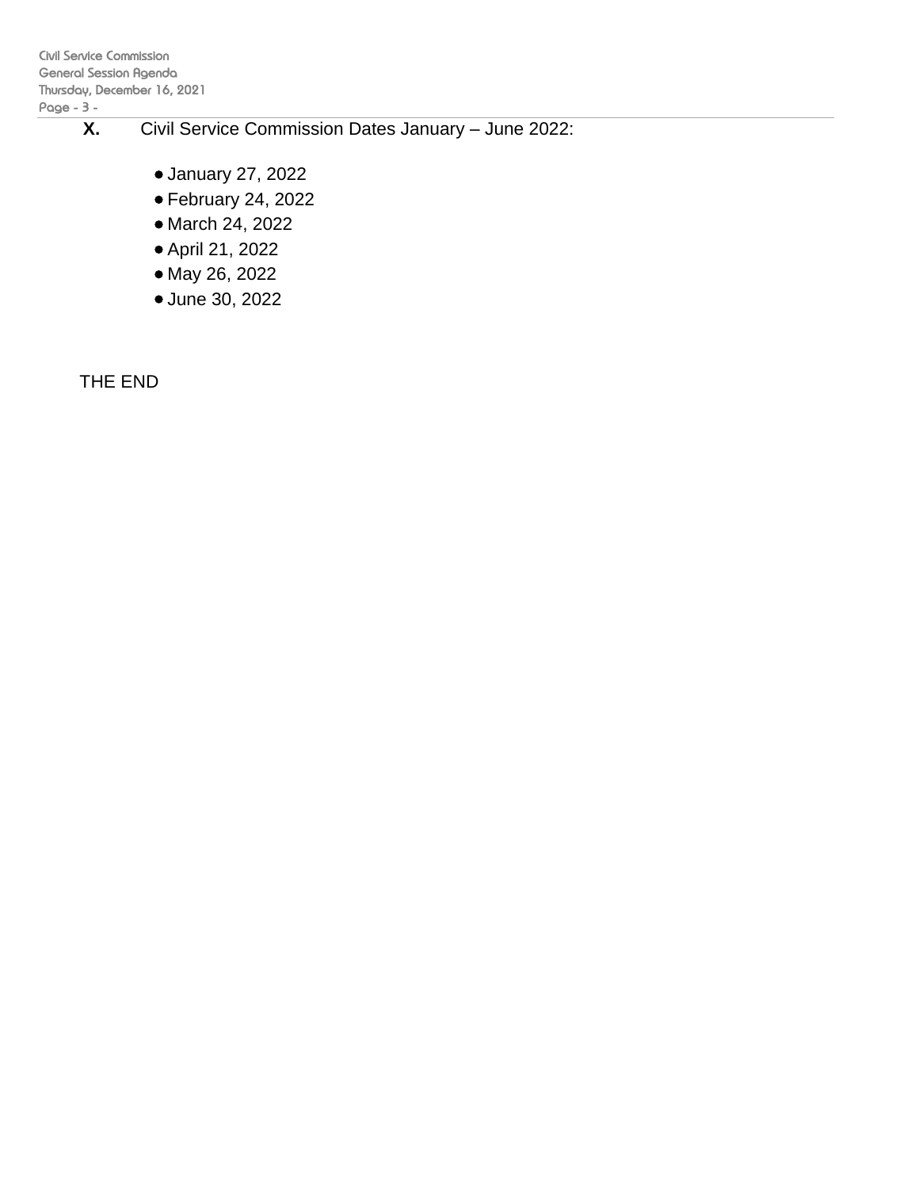**X.** Civil Service Commission Dates January – June 2022:

- January 27, 2022
- February 24, 2022
- March 24, 2022
- April 21, 2022
- May 26, 2022
- June 30, 2022

THE END